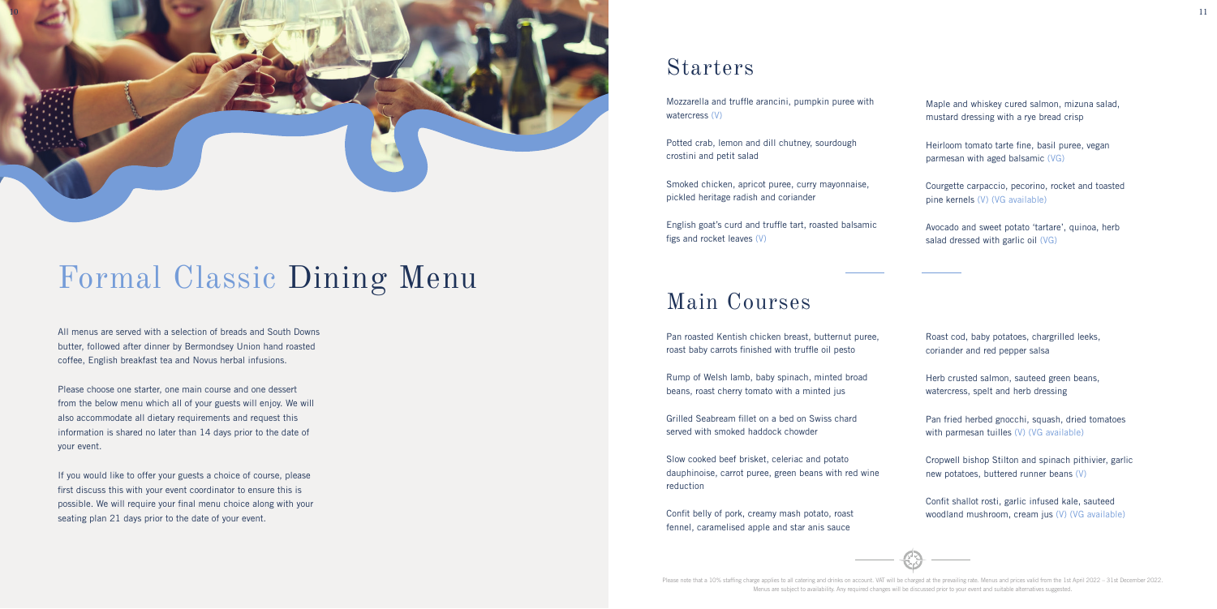# Formal Classic Dining Menu

All menus are served with a selection of breads and South Downs butter, followed after dinner by Bermondsey Union hand roasted coffee, English breakfast tea and Novus herbal infusions.

Please choose one starter, one main course and one dessert from the below menu which all of your guests will enjoy. We will also accommodate all dietary requirements and request this information is shared no later than 14 days prior to the date of your event.

If you would like to offer your guests a choice of course, please first discuss this with your event coordinator to ensure this is possible. We will require your final menu choice along with your seating plan 21 days prior to the date of your event.

## Starters

Mozzarella and truffle arancini, pumpkin puree with watercress (V)

Potted crab, lemon and dill chutney, sourdough crostini and petit salad

Smoked chicken, apricot puree, curry mayonnaise, pickled heritage radish and coriander

English goat's curd and truffle tart, roasted balsamic figs and rocket leaves (V)

Maple and whiskey cured salmon, mizuna salad, mustard dressing with a rye bread crisp

Heirloom tomato tarte fine, basil puree, vegan parmesan with aged balsamic (VG)

Courgette carpaccio, pecorino, rocket and toasted pine kernels (V) (VG available)

Avocado and sweet potato 'tartare', quinoa, herb salad dressed with garlic oil (VG)

## Main Courses

Pan roasted Kentish chicken breast, butternut puree, roast baby carrots finished with truffle oil pesto

Rump of Welsh lamb, baby spinach, minted broad beans, roast cherry tomato with a minted jus

Grilled Seabream fillet on a bed on Swiss chard served with smoked haddock chowder

Slow cooked beef brisket, celeriac and potato dauphinoise, carrot puree, green beans with red wine reduction

Confit belly of pork, creamy mash potato, roast fennel, caramelised apple and star anis sauce

Roast cod, baby potatoes, chargrilled leeks, coriander and red pepper salsa

Herb crusted salmon, sauteed green beans, watercress, spelt and herb dressing

Pan fried herbed gnocchi, squash, dried tomatoes with parmesan tuilles (V) (VG available)

Cropwell bishop Stilton and spinach pithivier, garlic new potatoes, buttered runner beans (V)

Confit shallot rosti, garlic infused kale, sauteed woodland mushroom, cream jus (V) (VG available)

Please note that a 10% staffing charge applies to all catering and drinks on account. VAT will be charged at the prevailing rate. Menus and prices valid from the 1st April 2022 - 31st December 2022. Menus are subject to availability. Any required changes will be discussed prior to your event and suitable alternatives suggested.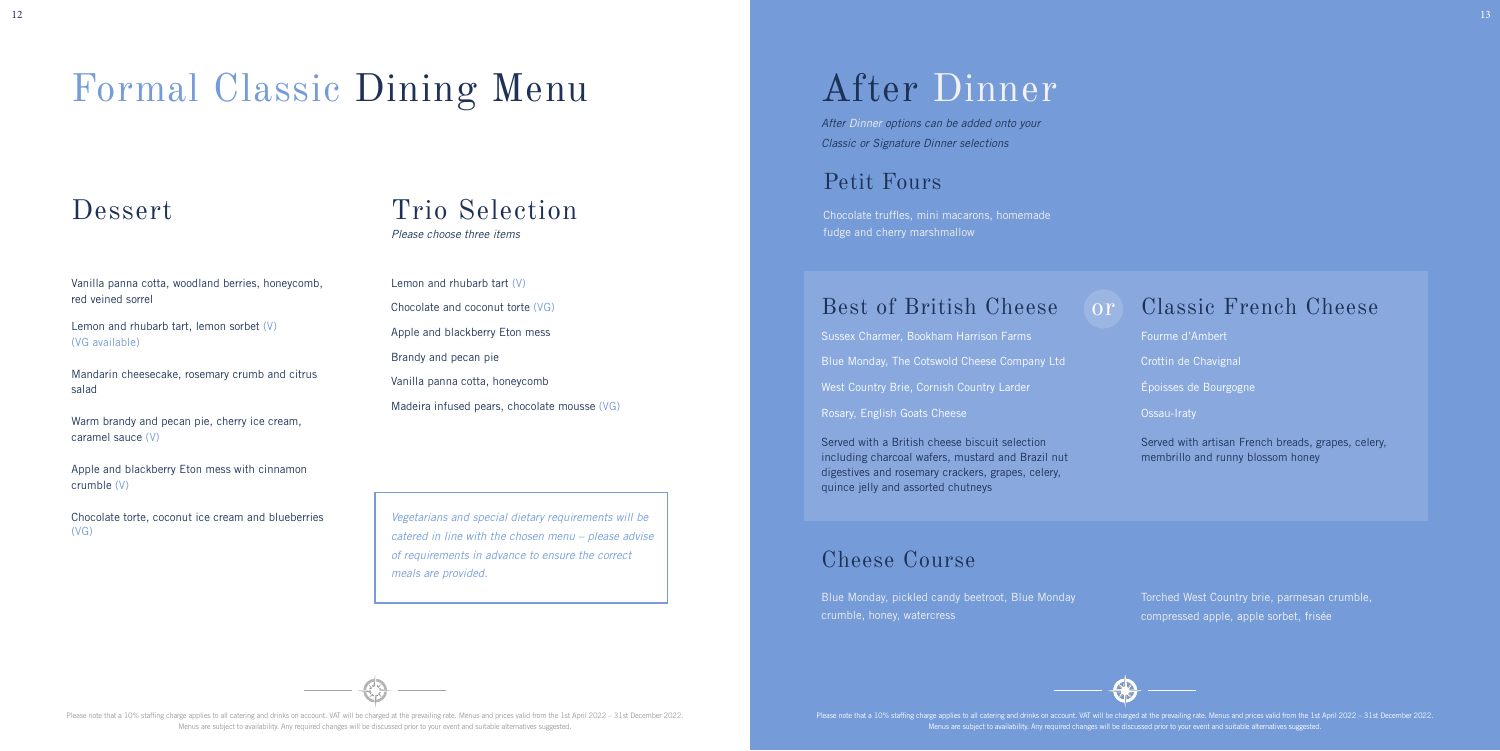# Formal Classic Dining Menu

## Dessert

Vanilla panna cotta, woodland berries, honeycomb, red veined sorrel

Lemon and rhubarb tart, lemon sorbet (V) (VG available)

Mandarin cheesecake, rosemary crumb and citrus salad

Warm brandy and pecan pie, cherry ice cream, caramel sauce (V)

Apple and blackberry Eton mess with cinnamon crumble (V)

Chocolate torte, coconut ice cream and blueberries (VG)

## Trio Selection

*Please choose three items*

Lemon and rhubarb tart (V)

Chocolate and coconut torte (VG)

Apple and blackberry Eton mess

Brandy and pecan pie

Vanilla panna cotta, honeycomb

Madeira infused pears, chocolate mousse (VG)

*Vegetarians and special dietary requirements will be catered in line with the chosen menu – please advise of requirements in advance to ensure the correct meals are provided.*

Please note that a 10% staffing charge applies to all catering and drinks on account. VAT will be charged at the prevailing rate. Menus and prices valid from the 1st April 2022 – 31st December 2022. Menus are subject to availability. Any required changes will be discussed prior to your event and suitable alternatives suggested.

# After Dinner

*After Dinner options can be added onto your Classic or Signature Dinner selections*

## Petit Fours

Chocolate truffles, mini macarons, homemade fudge and cherry marshmallow

## Best of British Cheese

Sussex Charmer, Bookham Harrison Farms

Blue Monday, The Cotswold Cheese Company Ltd

West Country Brie, Cornish Country Larder

Rosary, English Goats Cheese

Served with a British cheese biscuit selection including charcoal wafers, mustard and Brazil nut digestives and rosemary crackers, grapes, celery, quince jelly and assorted chutneys

or

## Classic French Cheese

Fourme d'Ambert

Crottin de Chavignal

Époisses de Bourgogne

Ossau-Iraty

Served with artisan French breads, grapes, celery, membrillo and runny blossom honey

## Cheese Course

Blue Monday, pickled candy beetroot, Blue Monday crumble, honey, watercress

Torched West Country brie, parmesan crumble, compressed apple, apple sorbet, frisée

Please note that a 10% staffing charge applies to all catering and drinks on account. VAT will be charged at the prevailing rate. Menus and prices valid from the 1st April 2022 – 31st December 2022. Menus are subject to availability. Any required changes will be discussed prior to your event and suitable alternatives suggested.